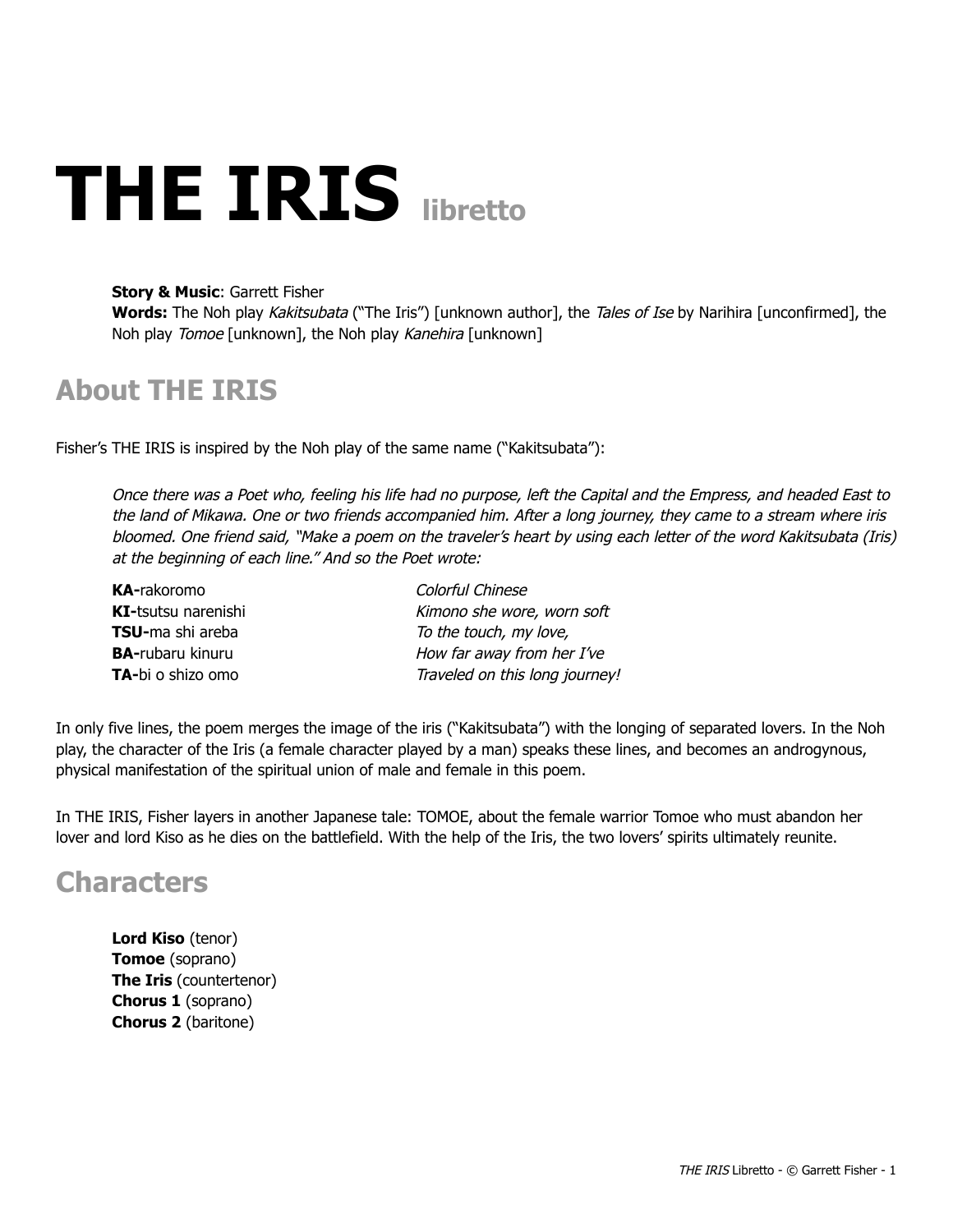# THE IRIS libretto

**Story & Music**: Garrett Fisher
**Words:** The Noh play *Kakitsubata* ("The Iris") [unknown author], the *Tales of Ise* by Narihira [unconfirmed], the Noh play *Tomoe* [unknown], the Noh play *Kanehira* [unknown]

## About THE IRIS

Fisher's THE IRIS is inspired by the Noh play of the same name ("Kakitsubata"):

> *Once there was a Poet who, feeling his life had no purpose, left the Capital and the Empress, and headed East to the land of Mikawa. One or two friends accompanied him. After a long journey, they came to a stream where iris bloomed. One friend said, "Make a poem on the traveler's heart by using each letter of the word Kakitsubata (Iris) at the beginning of each line." And so the Poet wrote:*

| | |
|---|---|
| **KA-**rakoromo | *Colorful Chinese* |
| **KI-**tsutsu narenishi | *Kimono she wore, worn soft* |
| **TSU-**ma shi areba | *To the touch, my love,* |
| **BA-**rubaru kinuru | *How far away from her I've* |
| **TA-**bi o shizo omo | *Traveled on this long journey!* |

In only five lines, the poem merges the image of the iris ("Kakitsubata") with the longing of separated lovers. In the Noh play, the character of the Iris (a female character played by a man) speaks these lines, and becomes an androgynous, physical manifestation of the spiritual union of male and female in this poem.

In THE IRIS, Fisher layers in another Japanese tale: TOMOE, about the female warrior Tomoe who must abandon her lover and lord Kiso as he dies on the battlefield. With the help of the Iris, the two lovers' spirits ultimately reunite.

## Characters

**Lord Kiso** (tenor)
**Tomoe** (soprano)
**The Iris** (countertenor)
**Chorus 1** (soprano)
**Chorus 2** (baritone)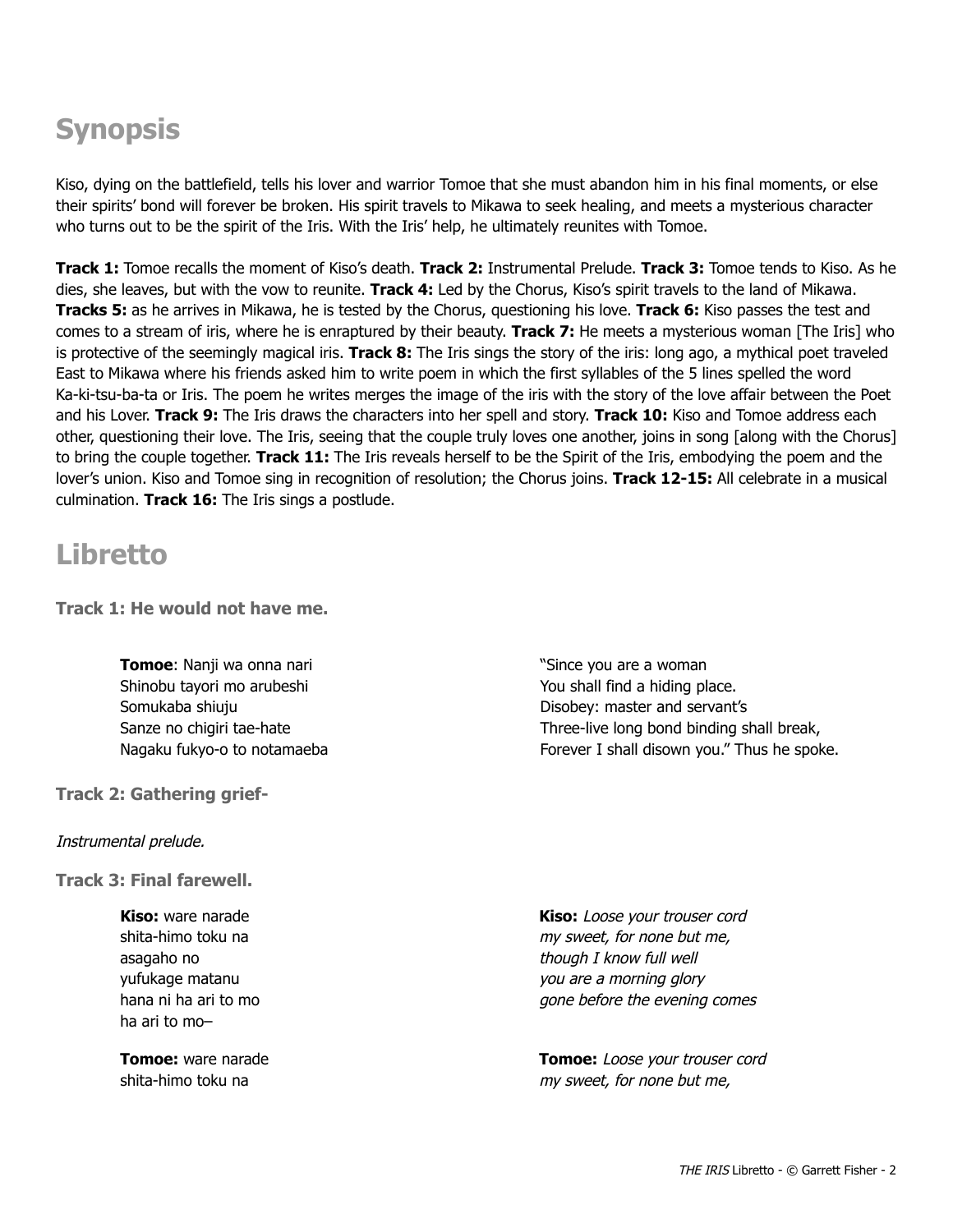## Synopsis

Kiso, dying on the battlefield, tells his lover and warrior Tomoe that she must abandon him in his final moments, or else their spirits' bond will forever be broken. His spirit travels to Mikawa to seek healing, and meets a mysterious character who turns out to be the spirit of the Iris. With the Iris' help, he ultimately reunites with Tomoe.

**Track 1:** Tomoe recalls the moment of Kiso's death. **Track 2:** Instrumental Prelude. **Track 3:** Tomoe tends to Kiso. As he dies, she leaves, but with the vow to reunite. **Track 4:** Led by the Chorus, Kiso's spirit travels to the land of Mikawa. **Tracks 5:** as he arrives in Mikawa, he is tested by the Chorus, questioning his love. **Track 6:** Kiso passes the test and comes to a stream of iris, where he is enraptured by their beauty. **Track 7:** He meets a mysterious woman [The Iris] who is protective of the seemingly magical iris. **Track 8:** The Iris sings the story of the iris: long ago, a mythical poet traveled East to Mikawa where his friends asked him to write poem in which the first syllables of the 5 lines spelled the word Ka-ki-tsu-ba-ta or Iris. The poem he writes merges the image of the iris with the story of the love affair between the Poet and his Lover. **Track 9:** The Iris draws the characters into her spell and story. **Track 10:** Kiso and Tomoe address each other, questioning their love. The Iris, seeing that the couple truly loves one another, joins in song [along with the Chorus] to bring the couple together. **Track 11:** The Iris reveals herself to be the Spirit of the Iris, embodying the poem and the lover's union. Kiso and Tomoe sing in recognition of resolution; the Chorus joins. **Track 12-15:** All celebrate in a musical culmination. **Track 16:** The Iris sings a postlude.

## Libretto

### Track 1: He would not have me.

**Tomoe**: Nanji wa onna nari
Shinobu tayori mo arubeshi
Somukaba shiuju
Sanze no chigiri tae-hate
Nagaku fukyo-o to notamaeba

"Since you are a woman
You shall find a hiding place.
Disobey: master and servant's
Three-live long bond binding shall break,
Forever I shall disown you." Thus he spoke.

### Track 2: Gathering grief-

*Instrumental prelude.*

### Track 3: Final farewell.

**Kiso:** ware narade
shita-himo toku na
asagaho no
yufukage matanu
hana ni ha ari to mo
ha ari to mo–

**Kiso:** *Loose your trouser cord*
*my sweet, for none but me,*
*though I know full well*
*you are a morning glory*
*gone before the evening comes*

**Tomoe:** ware narade
shita-himo toku na

**Tomoe:** *Loose your trouser cord*
*my sweet, for none but me,*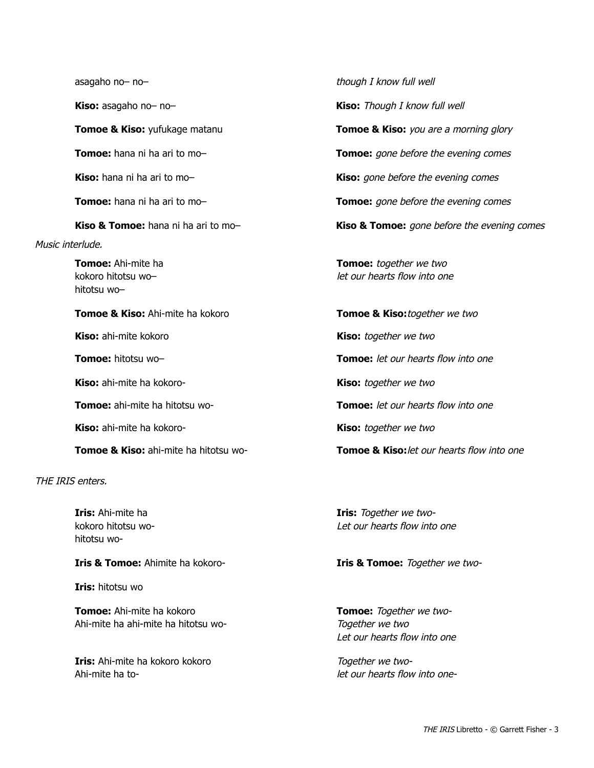| | |
|---|---|
| asagaho no– no– | *though I know full well* |
| **Kiso:** asagaho no– no– | **Kiso:** *Though I know full well* |
| **Tomoe & Kiso:** yufukage matanu | **Tomoe & Kiso:** *you are a morning glory* |
| **Tomoe:** hana ni ha ari to mo– | **Tomoe:** *gone before the evening comes* |
| **Kiso:** hana ni ha ari to mo– | **Kiso:** *gone before the evening comes* |
| **Tomoe:** hana ni ha ari to mo– | **Tomoe:** *gone before the evening comes* |
| **Kiso & Tomoe:** hana ni ha ari to mo– | **Kiso & Tomoe:** *gone before the evening comes* |

*Music interlude.*

| | |
|---|---|
| **Tomoe:** Ahi-mite ha<br>kokoro hitotsu wo–<br>hitotsu wo– | **Tomoe:** *together we two*<br>*let our hearts flow into one* |
| **Tomoe & Kiso:** Ahi-mite ha kokoro | **Tomoe & Kiso:** *together we two* |
| **Kiso:** ahi-mite kokoro | **Kiso:** *together we two* |
| **Tomoe:** hitotsu wo– | **Tomoe:** *let our hearts flow into one* |
| **Kiso:** ahi-mite ha kokoro- | **Kiso:** *together we two* |
| **Tomoe:** ahi-mite ha hitotsu wo- | **Tomoe:** *let our hearts flow into one* |
| **Kiso:** ahi-mite ha kokoro- | **Kiso:** *together we two* |
| **Tomoe & Kiso:** ahi-mite ha hitotsu wo- | **Tomoe & Kiso:** *let our hearts flow into one* |

*THE IRIS enters.*

| | |
|---|---|
| **Iris:** Ahi-mite ha<br>kokoro hitotsu wo-<br>hitotsu wo- | **Iris:** *Together we two-*<br>*Let our hearts flow into one* |
| **Iris & Tomoe:** Ahimite ha kokoro- | **Iris & Tomoe:** *Together we two-* |
| **Iris:** hitotsu wo | |
| **Tomoe:** Ahi-mite ha kokoro<br>Ahi-mite ha ahi-mite ha hitotsu wo- | **Tomoe:** *Together we two-*<br>*Together we two*<br>*Let our hearts flow into one* |
| **Iris:** Ahi-mite ha kokoro kokoro<br>Ahi-mite ha to- | *Together we two-*<br>*let our hearts flow into one-* |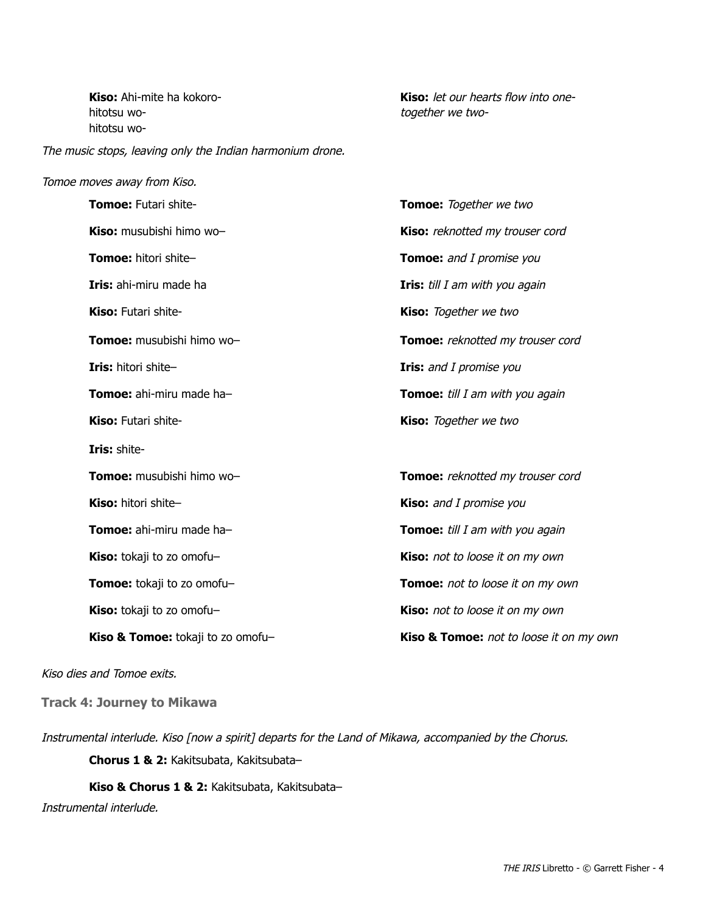| | |
|---|---|
| **Kiso:** Ahi-mite ha kokoro-<br>hitotsu wo-<br>hitotsu wo- | **Kiso:** *let our hearts flow into one-*<br>*together we two-* |

*The music stops, leaving only the Indian harmonium drone.*

*Tomoe moves away from Kiso.*

| | |
|---|---|
| **Tomoe:** Futari shite- | **Tomoe:** *Together we two* |
| **Kiso:** musubishi himo wo– | **Kiso:** *reknotted my trouser cord* |
| **Tomoe:** hitori shite– | **Tomoe:** *and I promise you* |
| **Iris:** ahi-miru made ha | **Iris:** *till I am with you again* |
| **Kiso:** Futari shite- | **Kiso:** *Together we two* |
| **Tomoe:** musubishi himo wo– | **Tomoe:** *reknotted my trouser cord* |
| **Iris:** hitori shite– | **Iris:** *and I promise you* |
| **Tomoe:** ahi-miru made ha– | **Tomoe:** *till I am with you again* |
| **Kiso:** Futari shite- | **Kiso:** *Together we two* |
| **Iris:** shite- | |
| **Tomoe:** musubishi himo wo– | **Tomoe:** *reknotted my trouser cord* |
| **Kiso:** hitori shite– | **Kiso:** *and I promise you* |
| **Tomoe:** ahi-miru made ha– | **Tomoe:** *till I am with you again* |
| **Kiso:** tokaji to zo omofu– | **Kiso:** *not to loose it on my own* |
| **Tomoe:** tokaji to zo omofu– | **Tomoe:** *not to loose it on my own* |
| **Kiso:** tokaji to zo omofu– | **Kiso:** *not to loose it on my own* |
| **Kiso & Tomoe:** tokaji to zo omofu– | **Kiso & Tomoe:** *not to loose it on my own* |

*Kiso dies and Tomoe exits.*

### Track 4: Journey to Mikawa

*Instrumental interlude. Kiso [now a spirit] departs for the Land of Mikawa, accompanied by the Chorus.*

**Chorus 1 & 2:** Kakitsubata, Kakitsubata–

**Kiso & Chorus 1 & 2:** Kakitsubata, Kakitsubata–

*Instrumental interlude.*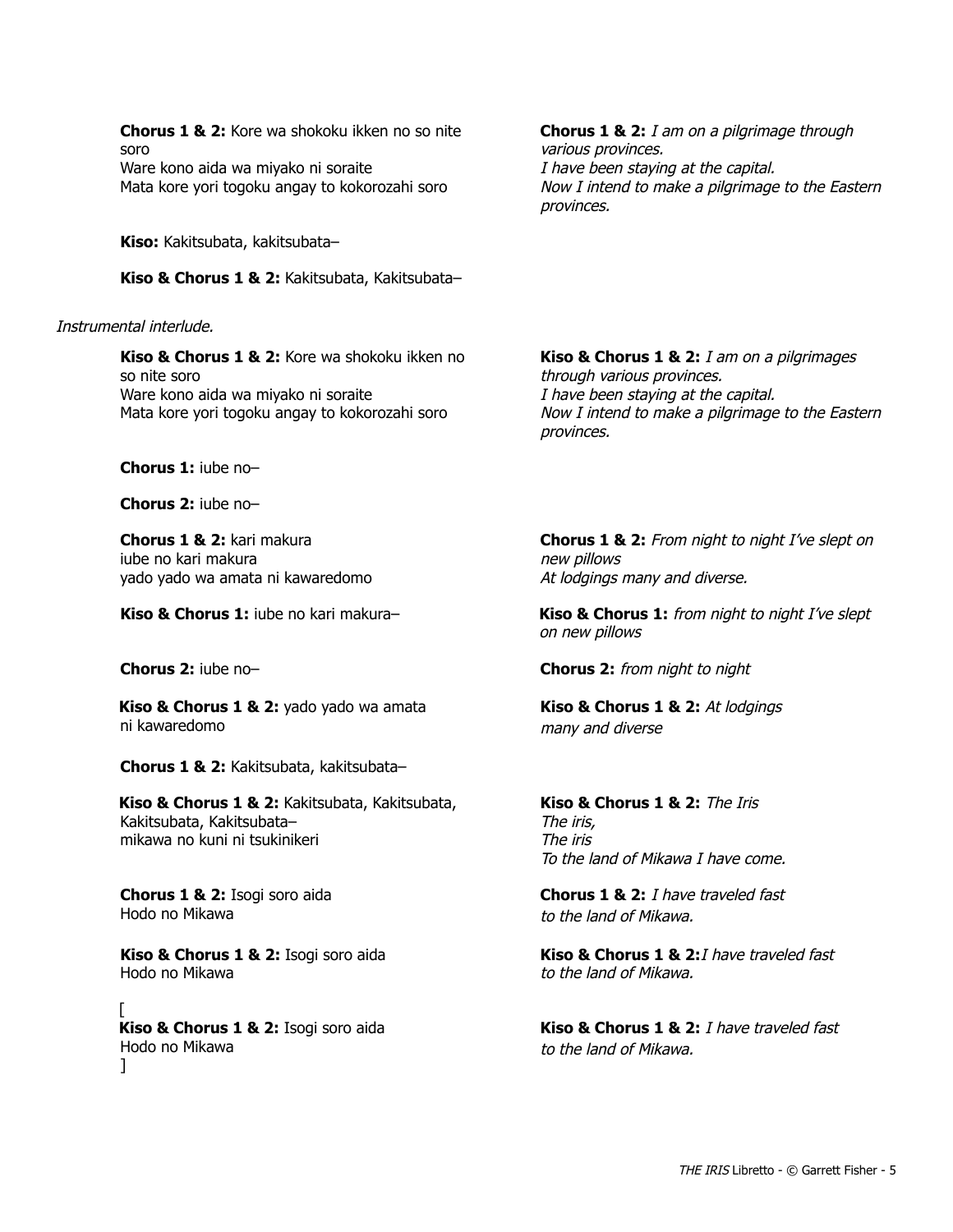**Chorus 1 & 2:** Kore wa shokoku ikken no so nite soro
Ware kono aida wa miyako ni soraite
Mata kore yori togoku angay to kokorozahi soro

**Chorus 1 & 2:** *I am on a pilgrimage through various provinces.*
*I have been staying at the capital.*
*Now I intend to make a pilgrimage to the Eastern provinces.*

**Kiso:** Kakitsubata, kakitsubata–

**Kiso & Chorus 1 & 2:** Kakitsubata, Kakitsubata–

*Instrumental interlude.*

**Kiso & Chorus 1 & 2:** Kore wa shokoku ikken no so nite soro
Ware kono aida wa miyako ni soraite
Mata kore yori togoku angay to kokorozahi soro

**Kiso & Chorus 1 & 2:** *I am on a pilgrimages through various provinces.*
*I have been staying at the capital.*
*Now I intend to make a pilgrimage to the Eastern provinces.*

**Chorus 1:** iube no–

**Chorus 2:** iube no–

**Chorus 1 & 2:** kari makura
iube no kari makura
yado yado wa amata ni kawaredomo

**Chorus 1 & 2:** *From night to night I've slept on new pillows*
*At lodgings many and diverse.*

**Kiso & Chorus 1:** iube no kari makura–

**Kiso & Chorus 1:** *from night to night I've slept on new pillows*

**Chorus 2:** iube no–

**Chorus 2:** *from night to night*

**Kiso & Chorus 1 & 2:** yado yado wa amata ni kawaredomo

**Kiso & Chorus 1 & 2:** *At lodgings many and diverse*

**Chorus 1 & 2:** Kakitsubata, kakitsubata–

**Kiso & Chorus 1 & 2:** Kakitsubata, Kakitsubata, Kakitsubata, Kakitsubata–
mikawa no kuni ni tsukinikeri

**Kiso & Chorus 1 & 2:** *The Iris*
*The iris,*
*The iris*
*To the land of Mikawa I have come.*

**Chorus 1 & 2:** Isogi soro aida
Hodo no Mikawa

**Chorus 1 & 2:** *I have traveled fast*
*to the land of Mikawa.*

**Kiso & Chorus 1 & 2:** Isogi soro aida
Hodo no Mikawa

**Kiso & Chorus 1 & 2:** *I have traveled fast*
*to the land of Mikawa.*

[
**Kiso & Chorus 1 & 2:** Isogi soro aida
Hodo no Mikawa
]

**Kiso & Chorus 1 & 2:** *I have traveled fast*
*to the land of Mikawa.*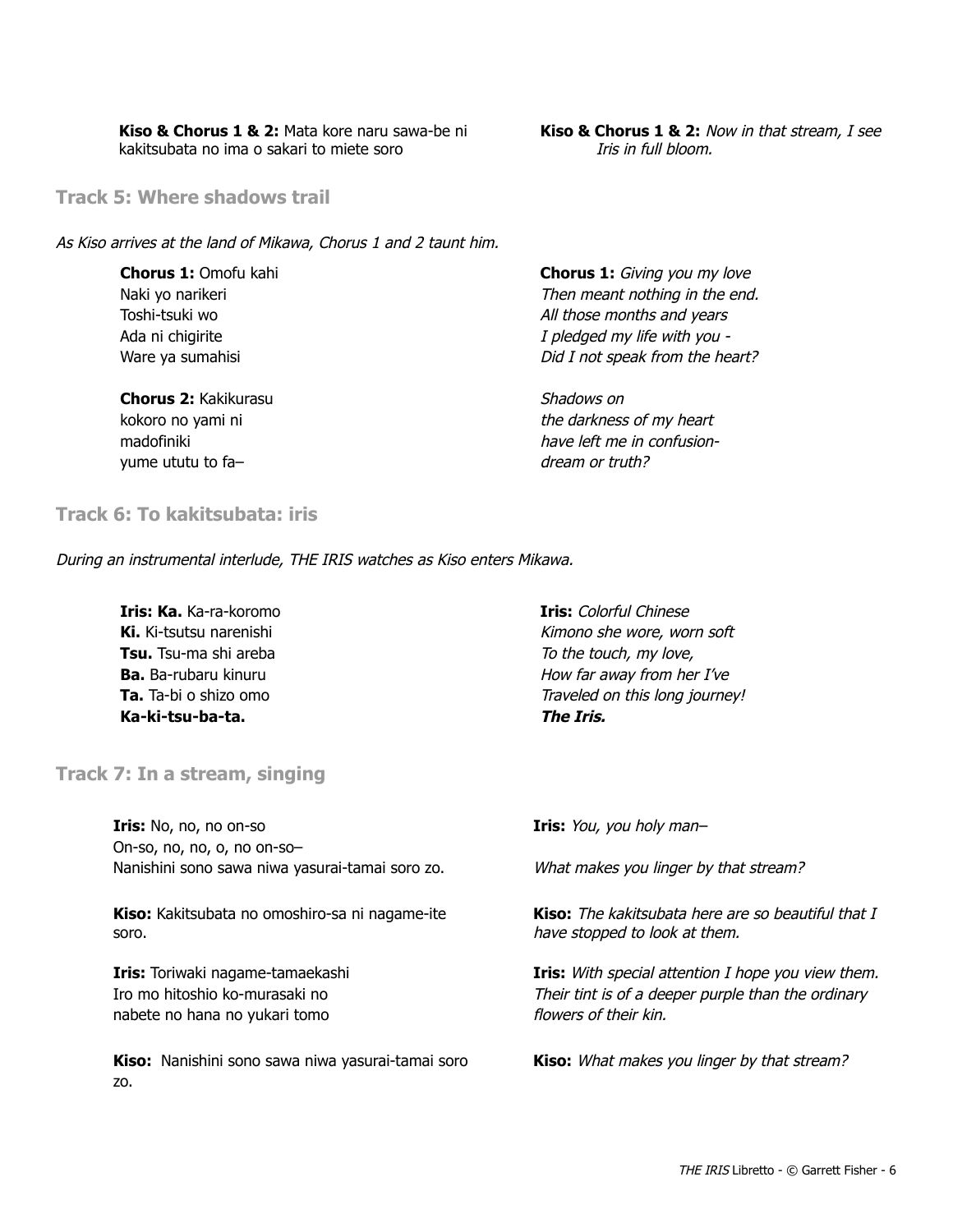**Kiso & Chorus 1 & 2:** Mata kore naru sawa-be ni kakitsubata no ima o sakari to miete soro

**Kiso & Chorus 1 & 2:** *Now in that stream, I see Iris in full bloom.*

## Track 5: Where shadows trail

*As Kiso arrives at the land of Mikawa, Chorus 1 and 2 taunt him.*

**Chorus 1:** Omofu kahi
Naki yo narikeri
Toshi-tsuki wo
Ada ni chigirite
Ware ya sumahisi

**Chorus 1:** *Giving you my love*
*Then meant nothing in the end.*
*All those months and years*
*I pledged my life with you -*
*Did I not speak from the heart?*

**Chorus 2:** Kakikurasu
kokoro no yami ni
madofiniki
yume ututu to fa–

*Shadows on*
*the darkness of my heart*
*have left me in confusion-*
*dream or truth?*

## Track 6: To kakitsubata: iris

*During an instrumental interlude, THE IRIS watches as Kiso enters Mikawa.*

**Iris: Ka.** Ka-ra-koromo
**Ki.** Ki-tsutsu narenishi
**Tsu.** Tsu-ma shi areba
**Ba.** Ba-rubaru kinuru
**Ta.** Ta-bi o shizo omo
**Ka-ki-tsu-ba-ta.**

**Iris:** *Colorful Chinese*
*Kimono she wore, worn soft*
*To the touch, my love,*
*How far away from her I've*
*Traveled on this long journey!*
***The Iris.***

## Track 7: In a stream, singing

**Iris:** No, no, no on-so
On-so, no, no, o, no on-so–
Nanishini sono sawa niwa yasurai-tamai soro zo.

**Iris:** *You, you holy man–*

*What makes you linger by that stream?*

**Kiso:** Kakitsubata no omoshiro-sa ni nagame-ite soro.

**Kiso:** *The kakitsubata here are so beautiful that I have stopped to look at them.*

**Iris:** Toriwaki nagame-tamaekashi
Iro mo hitoshio ko-murasaki no
nabete no hana no yukari tomo

**Iris:** *With special attention I hope you view them. Their tint is of a deeper purple than the ordinary flowers of their kin.*

**Kiso:** Nanishini sono sawa niwa yasurai-tamai soro zo.

**Kiso:** *What makes you linger by that stream?*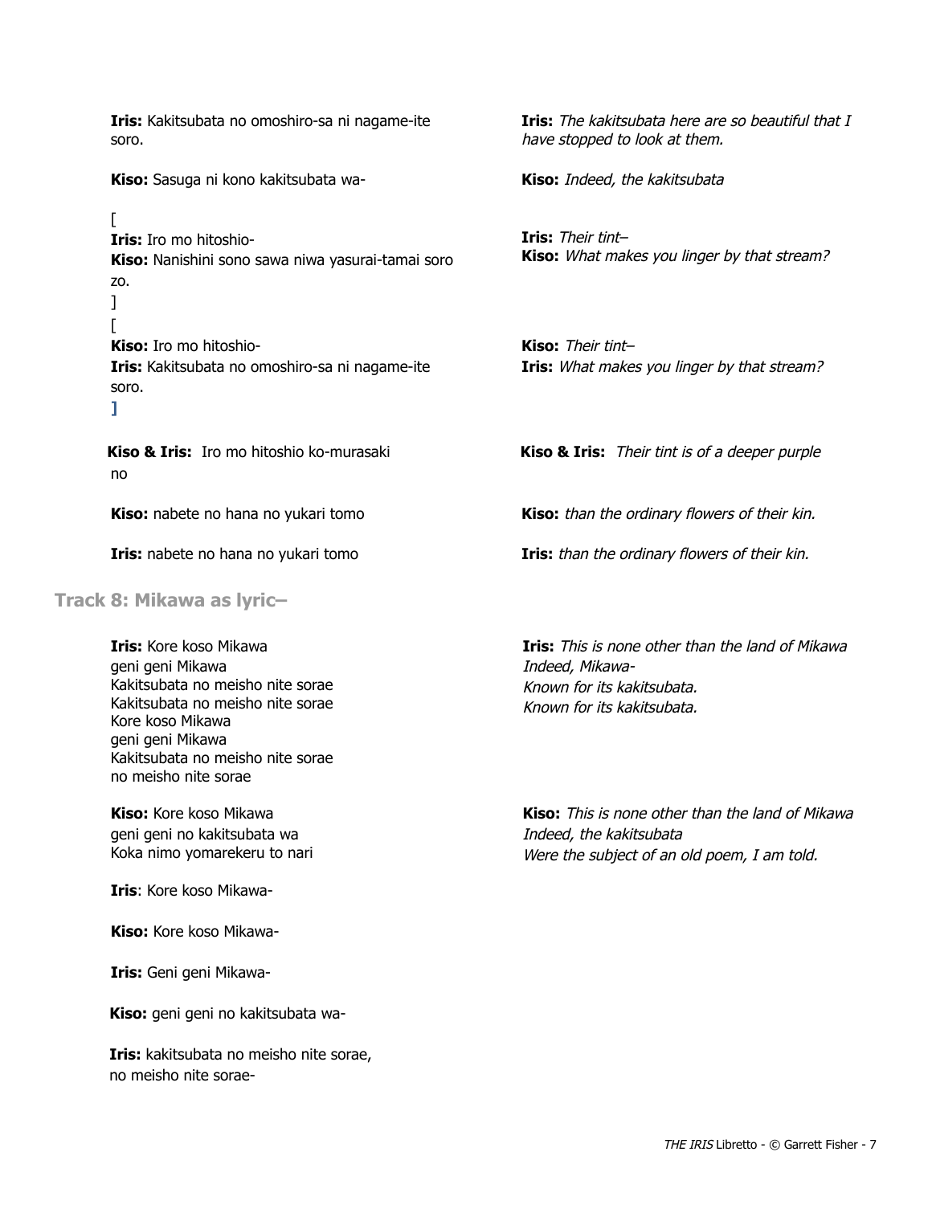**Iris:** Kakitsubata no omoshiro-sa ni nagame-ite soro.

*The kakitsubata here are so beautiful that I have stopped to look at them.*

**Kiso:** Sasuga ni kono kakitsubata wa-

*Indeed, the kakitsubata*

[
**Iris:** Iro mo hitoshio-
**Kiso:** Nanishini sono sawa niwa yasurai-tamai soro zo.
]

**Iris:** *Their tint–*
**Kiso:** *What makes you linger by that stream?*

[
**Kiso:** Iro mo hitoshio-
**Iris:** Kakitsubata no omoshiro-sa ni nagame-ite soro.
]

**Kiso:** *Their tint–*
**Iris:** *What makes you linger by that stream?*

**Kiso & Iris:** Iro mo hitoshio ko-murasaki no

**Kiso & Iris:** *Their tint is of a deeper purple*

**Kiso:** nabete no hana no yukari tomo

**Kiso:** *than the ordinary flowers of their kin.*

**Iris:** nabete no hana no yukari tomo

**Iris:** *than the ordinary flowers of their kin.*

## Track 8: Mikawa as lyric–

**Iris:** Kore koso Mikawa
geni geni Mikawa
Kakitsubata no meisho nite sorae
Kakitsubata no meisho nite sorae
Kore koso Mikawa
geni geni Mikawa
Kakitsubata no meisho nite sorae
no meisho nite sorae

**Iris:** *This is none other than the land of Mikawa*
*Indeed, Mikawa-*
*Known for its kakitsubata.*
*Known for its kakitsubata.*

**Kiso:** Kore koso Mikawa
geni geni no kakitsubata wa
Koka nimo yomarekeru to nari

**Kiso:** *This is none other than the land of Mikawa*
*Indeed, the kakitsubata*
*Were the subject of an old poem, I am told.*

**Iris**: Kore koso Mikawa-

**Kiso:** Kore koso Mikawa-

**Iris:** Geni geni Mikawa-

**Kiso:** geni geni no kakitsubata wa-

**Iris:** kakitsubata no meisho nite sorae,
no meisho nite sorae-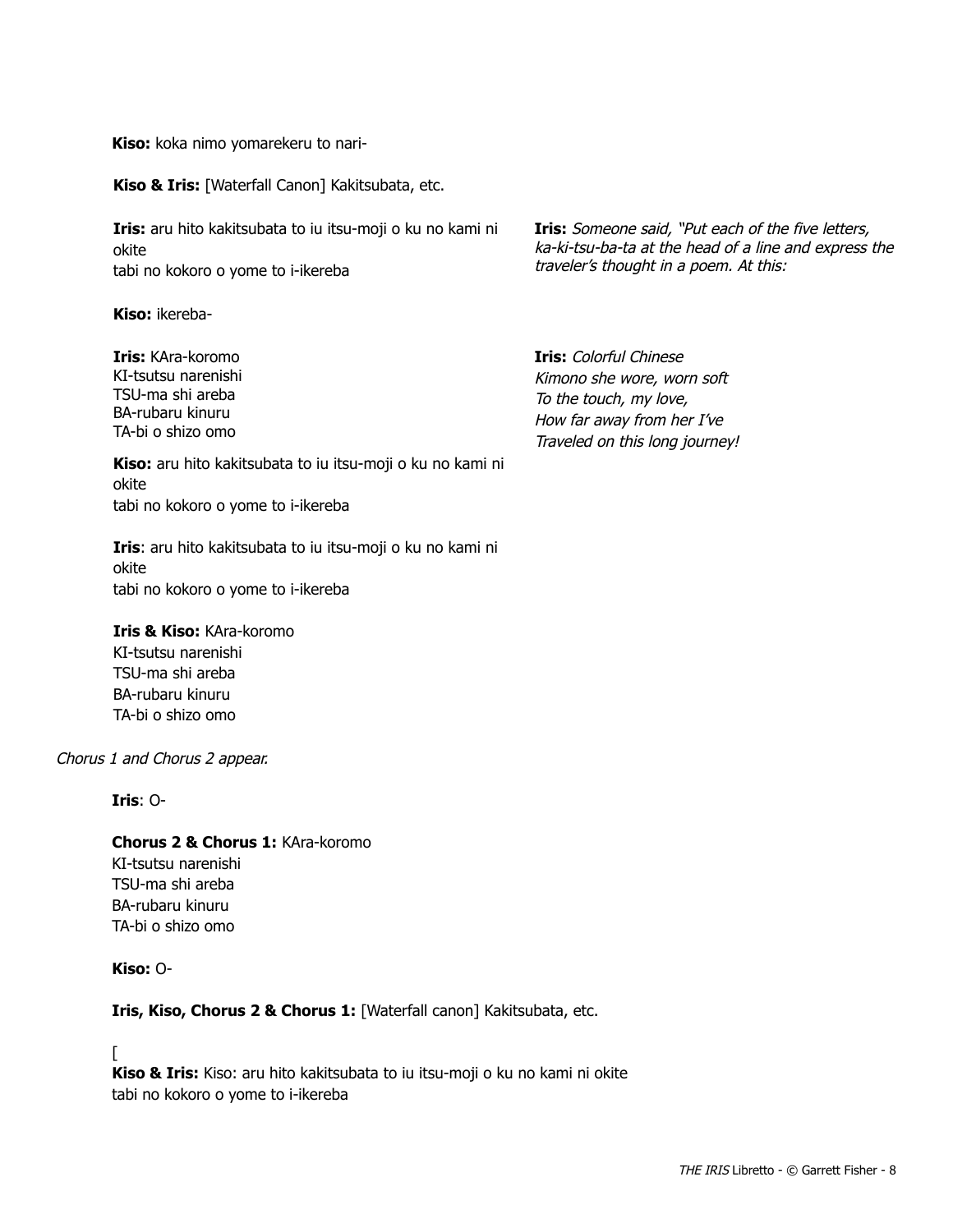**Kiso:** koka nimo yomarekeru to nari-

**Kiso & Iris:** [Waterfall Canon] Kakitsubata, etc.

**Iris:** aru hito kakitsubata to iu itsu-moji o ku no kami ni okite
tabi no kokoro o yome to i-ikereba

**Iris:** *Someone said, "Put each of the five letters, ka-ki-tsu-ba-ta at the head of a line and express the traveler's thought in a poem. At this:*

**Kiso:** ikereba-

**Iris:** KAra-koromo
KI-tsutsu narenishi
TSU-ma shi areba
BA-rubaru kinuru
TA-bi o shizo omo

**Iris:** *Colorful Chinese*
*Kimono she wore, worn soft*
*To the touch, my love,*
*How far away from her I've*
*Traveled on this long journey!*

**Kiso:** aru hito kakitsubata to iu itsu-moji o ku no kami ni okite
tabi no kokoro o yome to i-ikereba

**Iris**: aru hito kakitsubata to iu itsu-moji o ku no kami ni okite
tabi no kokoro o yome to i-ikereba

**Iris & Kiso:** KAra-koromo
KI-tsutsu narenishi
TSU-ma shi areba
BA-rubaru kinuru
TA-bi o shizo omo

*Chorus 1 and Chorus 2 appear.*

**Iris**: O-

**Chorus 2 & Chorus 1:** KAra-koromo
KI-tsutsu narenishi
TSU-ma shi areba
BA-rubaru kinuru
TA-bi o shizo omo

**Kiso:** O-

**Iris, Kiso, Chorus 2 & Chorus 1:** [Waterfall canon] Kakitsubata, etc.

[
**Kiso & Iris:** Kiso: aru hito kakitsubata to iu itsu-moji o ku no kami ni okite
tabi no kokoro o yome to i-ikereba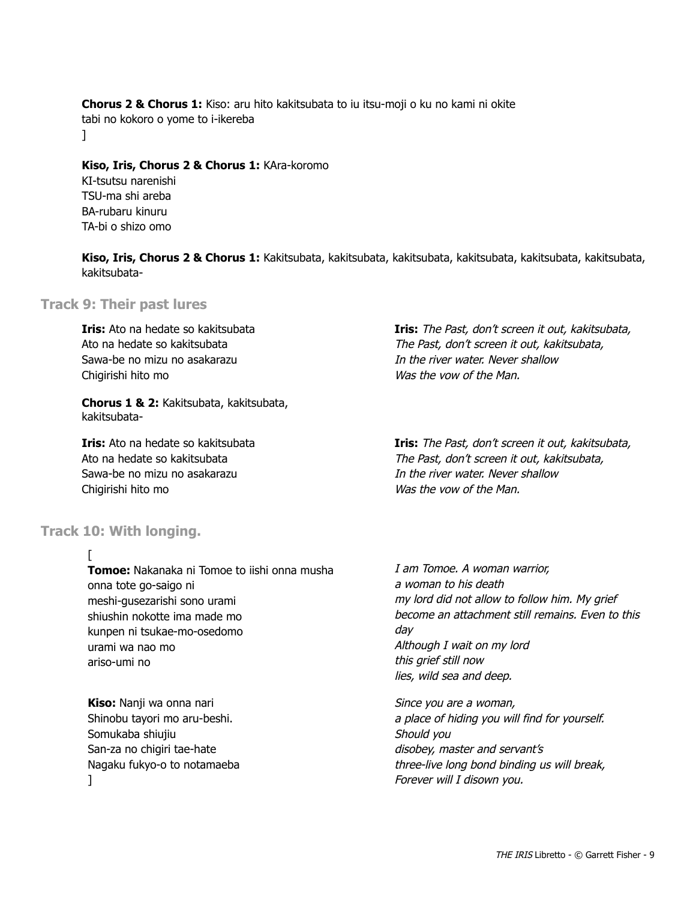**Chorus 2 & Chorus 1:** Kiso: aru hito kakitsubata to iu itsu-moji o ku no kami ni okite
tabi no kokoro o yome to i-ikereba
]

**Kiso, Iris, Chorus 2 & Chorus 1:** KAra-koromo
KI-tsutsu narenishi
TSU-ma shi areba
BA-rubaru kinuru
TA-bi o shizo omo

**Kiso, Iris, Chorus 2 & Chorus 1:** Kakitsubata, kakitsubata, kakitsubata, kakitsubata, kakitsubata, kakitsubata, kakitsubata-

## Track 9: Their past lures

**Iris:** Ato na hedate so kakitsubata
Ato na hedate so kakitsubata
Sawa-be no mizu no asakarazu
Chigirishi hito mo

**Iris:** *The Past, don't screen it out, kakitsubata,*
*The Past, don't screen it out, kakitsubata,*
*In the river water. Never shallow*
*Was the vow of the Man.*

**Chorus 1 & 2:** Kakitsubata, kakitsubata, kakitsubata-

**Iris:** Ato na hedate so kakitsubata
Ato na hedate so kakitsubata
Sawa-be no mizu no asakarazu
Chigirishi hito mo

**Iris:** *The Past, don't screen it out, kakitsubata,*
*The Past, don't screen it out, kakitsubata,*
*In the river water. Never shallow*
*Was the vow of the Man.*

## Track 10: With longing.

[
**Tomoe:** Nakanaka ni Tomoe to iishi onna musha
onna tote go-saigo ni
meshi-gusezarishi sono urami
shiushin nokotte ima made mo
kunpen ni tsukae-mo-osedomo
urami wa nao mo
ariso-umi no

*I am Tomoe. A woman warrior,*
*a woman to his death*
*my lord did not allow to follow him. My grief*
*become an attachment still remains. Even to this day*
*Although I wait on my lord*
*this grief still now*
*lies, wild sea and deep.*

**Kiso:** Nanji wa onna nari
Shinobu tayori mo aru-beshi.
Somukaba shiujiu
San-za no chigiri tae-hate
Nagaku fukyo-o to notamaeba
]

*Since you are a woman,*
*a place of hiding you will find for yourself.*
*Should you*
*disobey, master and servant's*
*three-live long bond binding us will break,*
*Forever will I disown you.*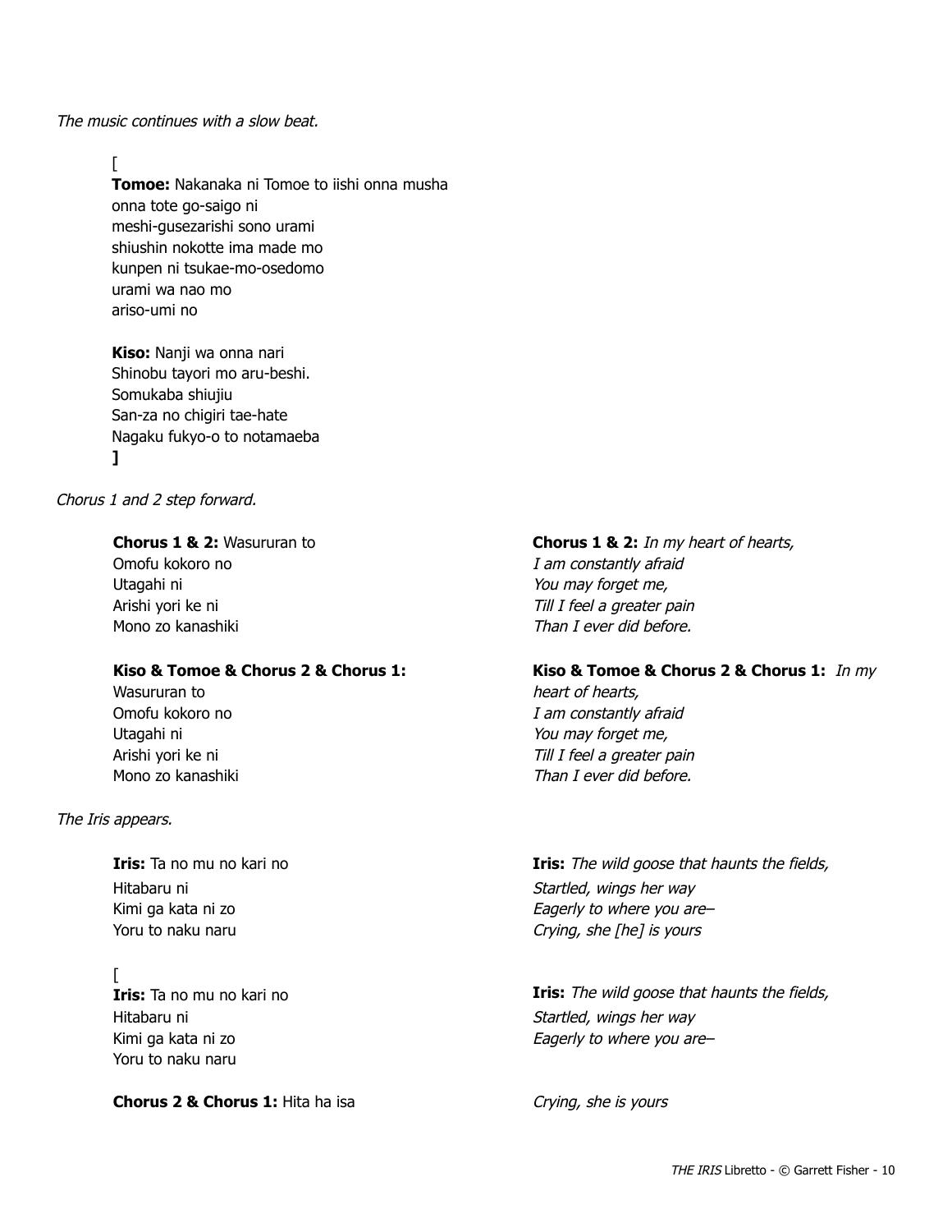*The music continues with a slow beat.*

[
**Tomoe:** Nakanaka ni Tomoe to iishi onna musha
onna tote go-saigo ni
meshi-gusezarishi sono urami
shiushin nokotte ima made mo
kunpen ni tsukae-mo-osedomo
urami wa nao mo
ariso-umi no

**Kiso:** Nanji wa onna nari
Shinobu tayori mo aru-beshi.
Somukaba shiujiu
San-za no chigiri tae-hate
Nagaku fukyo-o to notamaeba
**]**

*Chorus 1 and 2 step forward.*

**Chorus 1 & 2:** Wasururan to
Omofu kokoro no
Utagahi ni
Arishi yori ke ni
Mono zo kanashiki

**Chorus 1 & 2:** *In my heart of hearts,*
*I am constantly afraid*
*You may forget me,*
*Till I feel a greater pain*
*Than I ever did before.*

**Kiso & Tomoe & Chorus 2 & Chorus 1:**
Wasururan to
Omofu kokoro no
Utagahi ni
Arishi yori ke ni
Mono zo kanashiki

**Kiso & Tomoe & Chorus 2 & Chorus 1:** *In my heart of hearts,*
*I am constantly afraid*
*You may forget me,*
*Till I feel a greater pain*
*Than I ever did before.*

*The Iris appears.*

**Iris:** Ta no mu no kari no
Hitabaru ni
Kimi ga kata ni zo
Yoru to naku naru

**Iris:** *The wild goose that haunts the fields,*
*Startled, wings her way*
*Eagerly to where you are–*
*Crying, she [he] is yours*

[
**Iris:** Ta no mu no kari no
Hitabaru ni
Kimi ga kata ni zo
Yoru to naku naru

**Iris:** *The wild goose that haunts the fields,*
*Startled, wings her way*
*Eagerly to where you are–*

**Chorus 2 & Chorus 1:** Hita ha isa

*Crying, she is yours*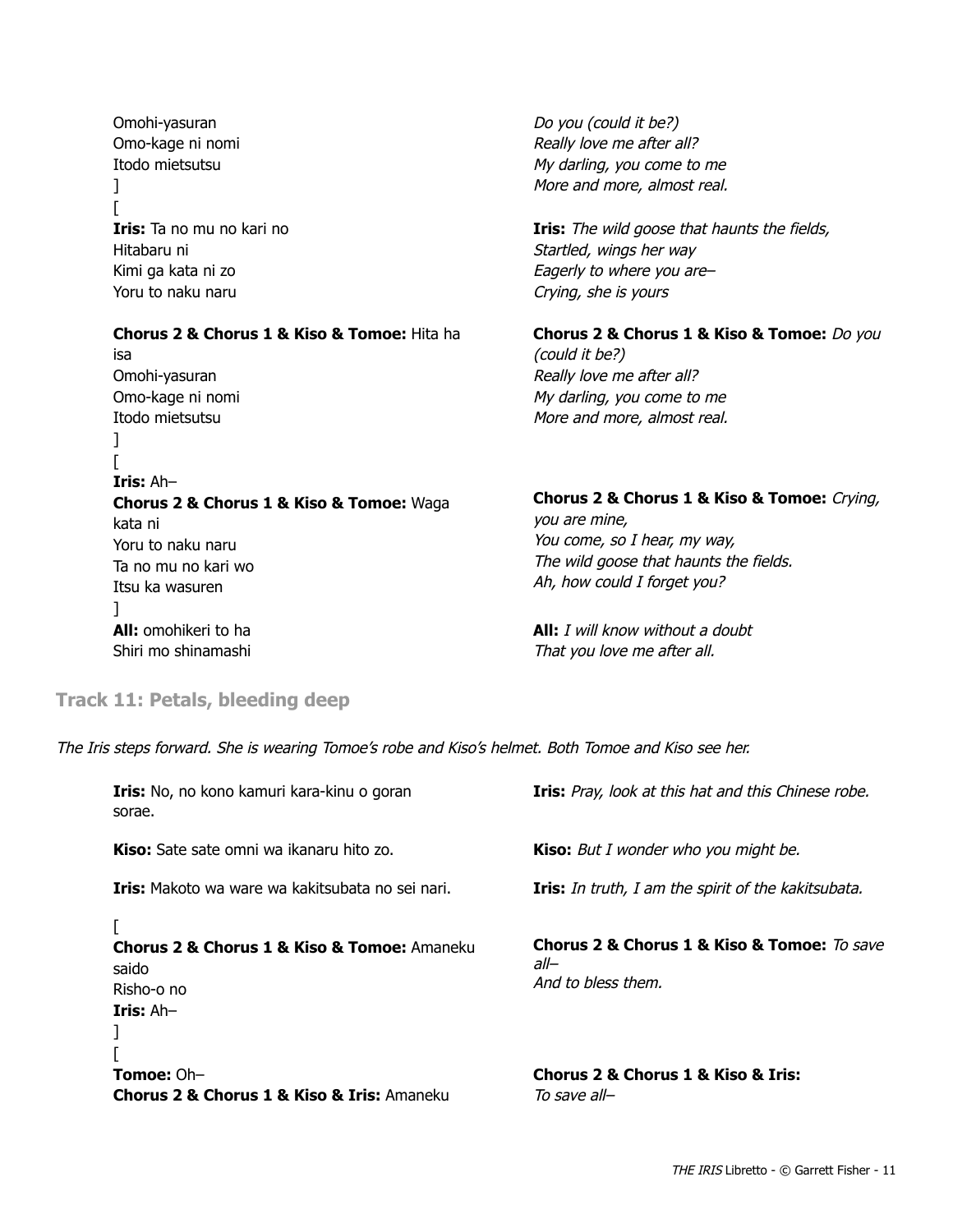| | |
|---|---|
| Omohi-yasuran<br>Omo-kage ni nomi<br>Itodo mietsutsu<br>] | *Do you (could it be?)*<br>*Really love me after all?*<br>*My darling, you come to me*<br>*More and more, almost real.* |
| [<br>**Iris:** Ta no mu no kari no<br>Hitabaru ni<br>Kimi ga kata ni zo<br>Yoru to naku naru | **Iris:** *The wild goose that haunts the fields,*<br>*Startled, wings her way*<br>*Eagerly to where you are–*<br>*Crying, she is yours* |
| **Chorus 2 & Chorus 1 & Kiso & Tomoe:** Hita ha isa<br>Omohi-yasuran<br>Omo-kage ni nomi<br>Itodo mietsutsu<br>] | **Chorus 2 & Chorus 1 & Kiso & Tomoe:** *Do you (could it be?)*<br>*Really love me after all?*<br>*My darling, you come to me*<br>*More and more, almost real.* |
| [<br>**Iris:** Ah–<br>**Chorus 2 & Chorus 1 & Kiso & Tomoe:** Waga kata ni<br>Yoru to naku naru<br>Ta no mu no kari wo<br>Itsu ka wasuren<br>] | **Chorus 2 & Chorus 1 & Kiso & Tomoe:** *Crying, you are mine,*<br>*You come, so I hear, my way,*<br>*The wild goose that haunts the fields.*<br>*Ah, how could I forget you?* |
| **All:** omohikeri to ha<br>Shiri mo shinamashi | **All:** *I will know without a doubt*<br>*That you love me after all.* |

### Track 11: Petals, bleeding deep

*The Iris steps forward. She is wearing Tomoe's robe and Kiso's helmet. Both Tomoe and Kiso see her.*

| | |
|---|---|
| **Iris:** No, no kono kamuri kara-kinu o goran sorae. | **Iris:** *Pray, look at this hat and this Chinese robe.* |
| **Kiso:** Sate sate omni wa ikanaru hito zo. | **Kiso:** *But I wonder who you might be.* |
| **Iris:** Makoto wa ware wa kakitsubata no sei nari. | **Iris:** *In truth, I am the spirit of the kakitsubata.* |
| [<br>**Chorus 2 & Chorus 1 & Kiso & Tomoe:** Amaneku saido<br>Risho-o no<br>**Iris:** Ah–<br>] | **Chorus 2 & Chorus 1 & Kiso & Tomoe:** *To save all–*<br>*And to bless them.* |
| [<br>**Tomoe:** Oh–<br>**Chorus 2 & Chorus 1 & Kiso & Iris:** Amaneku | **Chorus 2 & Chorus 1 & Kiso & Iris:**<br>*To save all–* |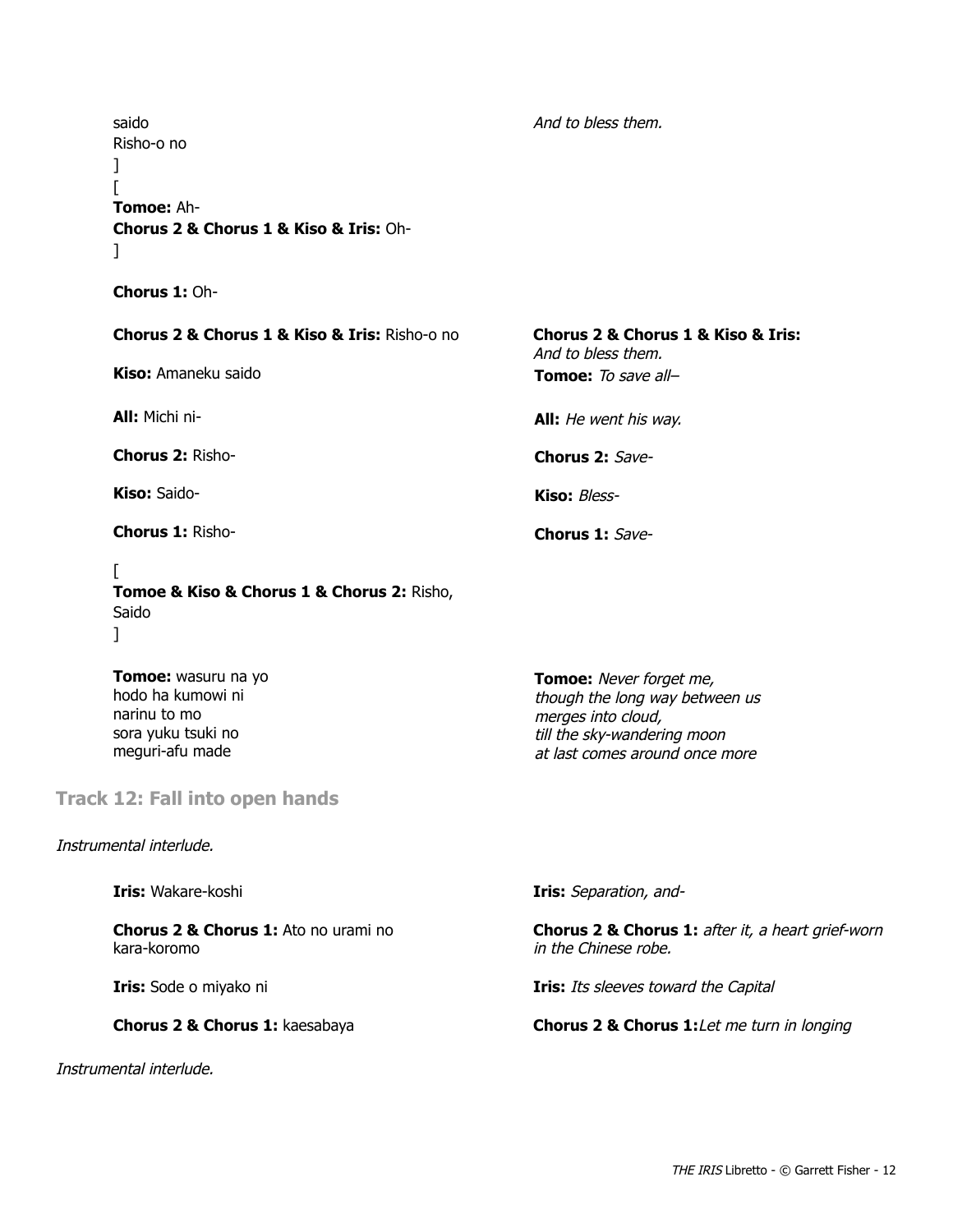saido
Risho-o no
]
[
**Tomoe:** Ah-
**Chorus 2 & Chorus 1 & Kiso & Iris:** Oh-
]

*And to bless them.*

**Chorus 1:** Oh-

**Chorus 2 & Chorus 1 & Kiso & Iris:** Risho-o no

**Chorus 2 & Chorus 1 & Kiso & Iris:** *And to bless them.*

**Kiso:** Amaneku saido

**Tomoe:** *To save all–*

**All:** Michi ni-

**All:** *He went his way.*

**Chorus 2:** Risho-

**Chorus 2:** *Save-*

**Kiso:** Saido-

**Kiso:** *Bless-*

**Chorus 1:** Risho-

**Chorus 1:** *Save-*

[
**Tomoe & Kiso & Chorus 1 & Chorus 2:** Risho, Saido
]

**Tomoe:** wasuru na yo
hodo ha kumowi ni
narinu to mo
sora yuku tsuki no
meguri-afu made

**Tomoe:** *Never forget me,*
*though the long way between us*
*merges into cloud,*
*till the sky-wandering moon*
*at last comes around once more*

## Track 12: Fall into open hands

*Instrumental interlude.*

**Iris:** Wakare-koshi

**Iris:** *Separation, and-*

**Chorus 2 & Chorus 1:** Ato no urami no kara-koromo

**Chorus 2 & Chorus 1:** *after it, a heart grief-worn in the Chinese robe.*

**Iris:** Sode o miyako ni

**Iris:** *Its sleeves toward the Capital*

**Chorus 2 & Chorus 1:** kaesabaya

**Chorus 2 & Chorus 1:** *Let me turn in longing*

*Instrumental interlude.*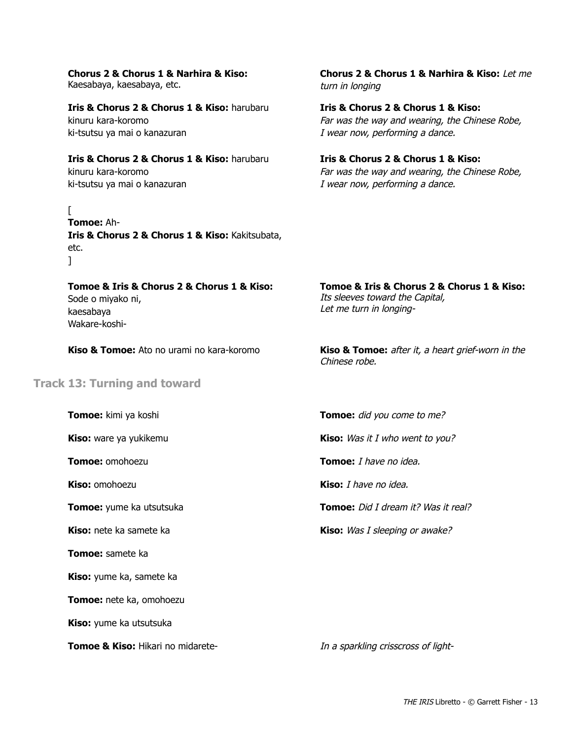**Chorus 2 & Chorus 1 & Narhira & Kiso:**
Kaesabaya, kaesabaya, etc.

**Chorus 2 & Chorus 1 & Narhira & Kiso:** *Let me turn in longing*

**Iris & Chorus 2 & Chorus 1 & Kiso:** harubaru
kinuru kara-koromo
ki-tsutsu ya mai o kanazuran

**Iris & Chorus 2 & Chorus 1 & Kiso:**
*Far was the way and wearing, the Chinese Robe,*
*I wear now, performing a dance.*

**Iris & Chorus 2 & Chorus 1 & Kiso:** harubaru
kinuru kara-koromo
ki-tsutsu ya mai o kanazuran

**Iris & Chorus 2 & Chorus 1 & Kiso:**
*Far was the way and wearing, the Chinese Robe,*
*I wear now, performing a dance.*

[
**Tomoe:** Ah-
**Iris & Chorus 2 & Chorus 1 & Kiso:** Kakitsubata, etc.
]

**Tomoe & Iris & Chorus 2 & Chorus 1 & Kiso:**
Sode o miyako ni,
kaesabaya
Wakare-koshi-

**Tomoe & Iris & Chorus 2 & Chorus 1 & Kiso:**
*Its sleeves toward the Capital,*
*Let me turn in longing-*

**Kiso & Tomoe:** Ato no urami no kara-koromo

**Kiso & Tomoe:** *after it, a heart grief-worn in the Chinese robe.*

## Track 13: Turning and toward

**Tomoe:** kimi ya koshi

**Tomoe:** *did you come to me?*

**Kiso:** ware ya yukikemu

**Kiso:** *Was it I who went to you?*

**Tomoe:** omohoezu

**Tomoe:** *I have no idea.*

**Kiso:** omohoezu

**Kiso:** *I have no idea.*

**Tomoe:** yume ka utsutsuka

**Tomoe:** *Did I dream it? Was it real?*

**Kiso:** nete ka samete ka

**Kiso:** *Was I sleeping or awake?*

**Tomoe:** samete ka

**Kiso:** yume ka, samete ka

**Tomoe:** nete ka, omohoezu

**Kiso:** yume ka utsutsuka

**Tomoe & Kiso:** Hikari no midarete-

*In a sparkling crisscross of light-*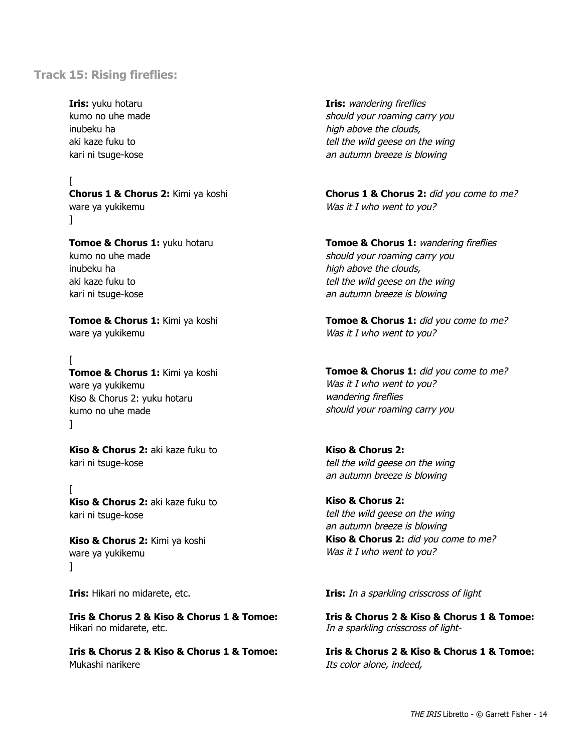### Track 15: Rising fireflies:

**Iris:** yuku hotaru
kumo no uhe made
inubeku ha
aki kaze fuku to
kari ni tsuge-kose

**Iris:** *wandering fireflies*
*should your roaming carry you*
*high above the clouds,*
*tell the wild geese on the wing*
*an autumn breeze is blowing*

[
**Chorus 1 & Chorus 2:** Kimi ya koshi
ware ya yukikemu
]

**Chorus 1 & Chorus 2:** *did you come to me?*
*Was it I who went to you?*

**Tomoe & Chorus 1:** yuku hotaru
kumo no uhe made
inubeku ha
aki kaze fuku to
kari ni tsuge-kose

**Tomoe & Chorus 1:** *wandering fireflies*
*should your roaming carry you*
*high above the clouds,*
*tell the wild geese on the wing*
*an autumn breeze is blowing*

**Tomoe & Chorus 1:** Kimi ya koshi
ware ya yukikemu

**Tomoe & Chorus 1:** *did you come to me?*
*Was it I who went to you?*

[
**Tomoe & Chorus 1:** Kimi ya koshi
ware ya yukikemu
Kiso & Chorus 2: yuku hotaru
kumo no uhe made
]

**Tomoe & Chorus 1:** *did you come to me?*
*Was it I who went to you?*
*wandering fireflies*
*should your roaming carry you*

**Kiso & Chorus 2:** aki kaze fuku to
kari ni tsuge-kose

**Kiso & Chorus 2:**
*tell the wild geese on the wing*
*an autumn breeze is blowing*

[
**Kiso & Chorus 2:** aki kaze fuku to
kari ni tsuge-kose

**Kiso & Chorus 2:** Kimi ya koshi
ware ya yukikemu
]

**Kiso & Chorus 2:**
*tell the wild geese on the wing*
*an autumn breeze is blowing*
**Kiso & Chorus 2:** *did you come to me?*
*Was it I who went to you?*

**Iris:** Hikari no midarete, etc.

**Iris:** *In a sparkling crisscross of light*

**Iris & Chorus 2 & Kiso & Chorus 1 & Tomoe:**
Hikari no midarete, etc.

**Iris & Chorus 2 & Kiso & Chorus 1 & Tomoe:**
*In a sparkling crisscross of light-*

**Iris & Chorus 2 & Kiso & Chorus 1 & Tomoe:**
Mukashi narikere

**Iris & Chorus 2 & Kiso & Chorus 1 & Tomoe:**
*Its color alone, indeed,*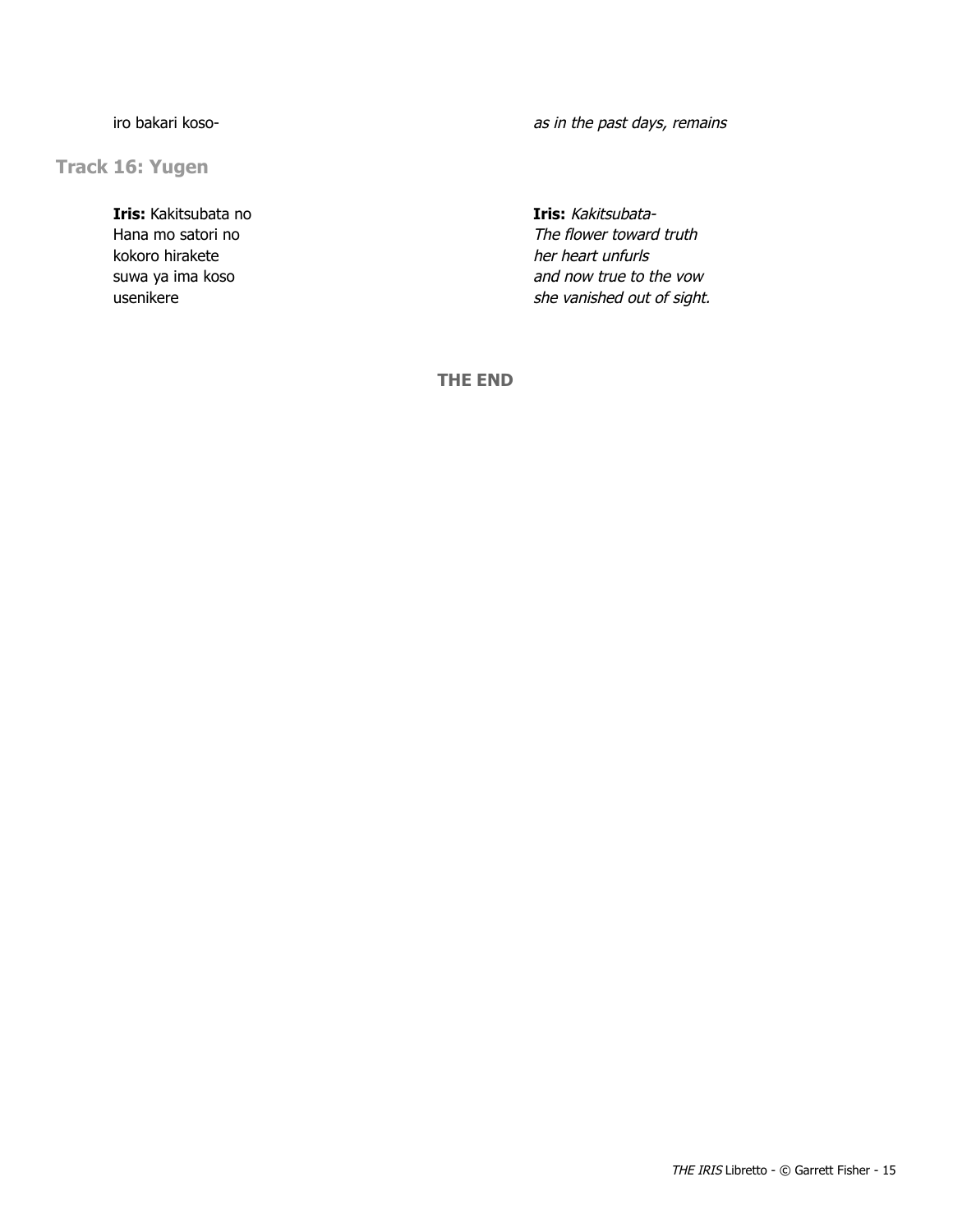iro bakari koso- *as in the past days, remains*

## Track 16: Yugen

| | |
|---|---|
| **Iris:** Kakitsubata no<br>Hana mo satori no<br>kokoro hirakete<br>suwa ya ima koso<br>usenikere | **Iris:** *Kakitsubata-*<br>*The flower toward truth*<br>*her heart unfurls*<br>*and now true to the vow*<br>*she vanished out of sight.* |

**THE END**